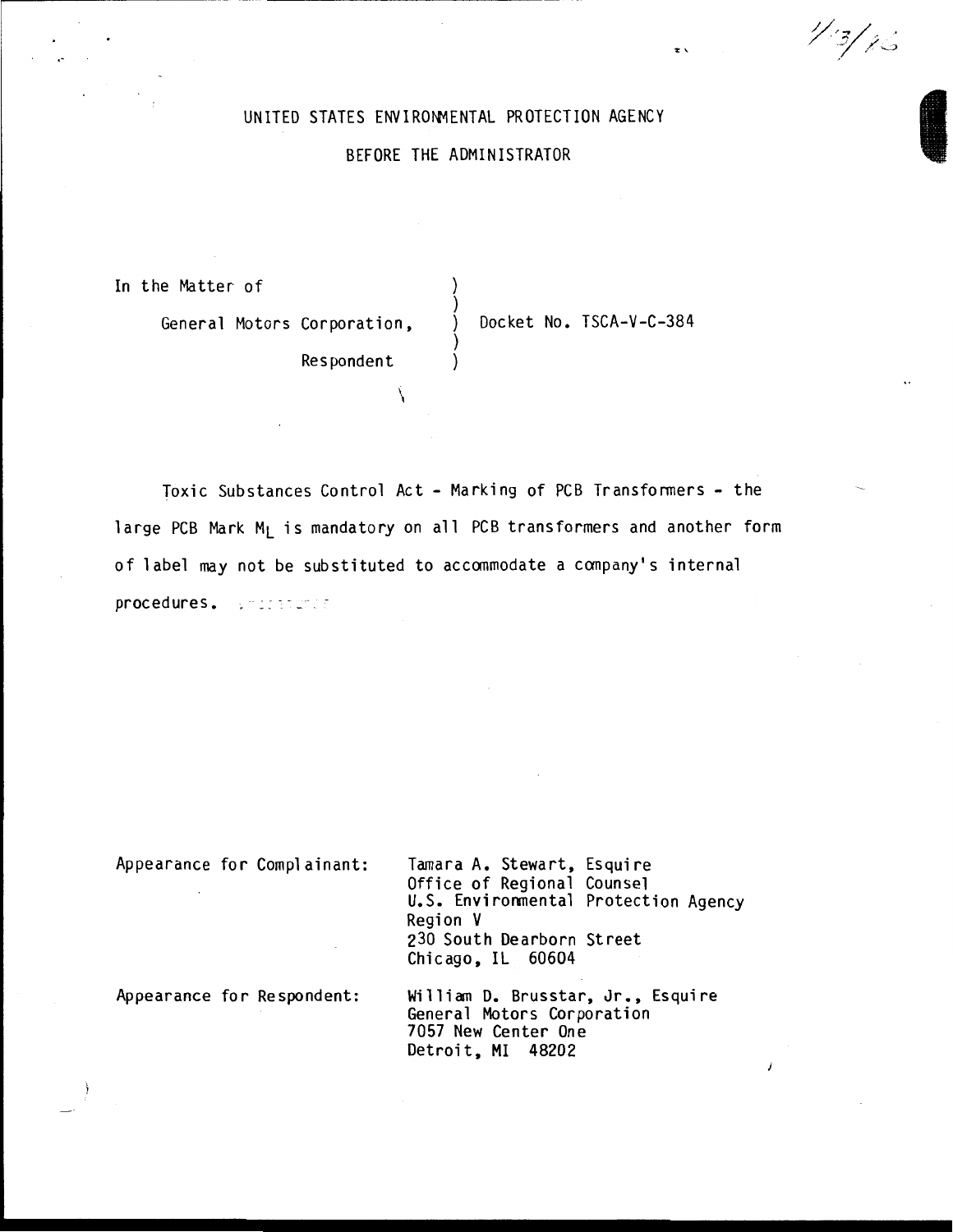UNITED STATES ENVIRONMENTAL PROTECTION AGENCY

BEFORE THE ADMINISTRATOR

| | | |
|---|---|---|
| In the Matter of | ) | |
| General Motors Corporation, | ) | Docket No. TSCA-V-C-384 |
| Respondent | ) | |

Toxic Substances Control Act - Marking of PCB Transformers - the large PCB Mark $M_L$ is mandatory on all PCB transformers and another form of label may not be substituted to accommodate a company's internal procedures.

Appearance for Complainant:

Tamara A. Stewart, Esquire
Office of Regional Counsel
U.S. Environmental Protection Agency
Region V
230 South Dearborn Street
Chicago, IL 60604

Appearance for Respondent:

William D. Brusstar, Jr., Esquire
General Motors Corporation
7057 New Center One
Detroit, MI 48202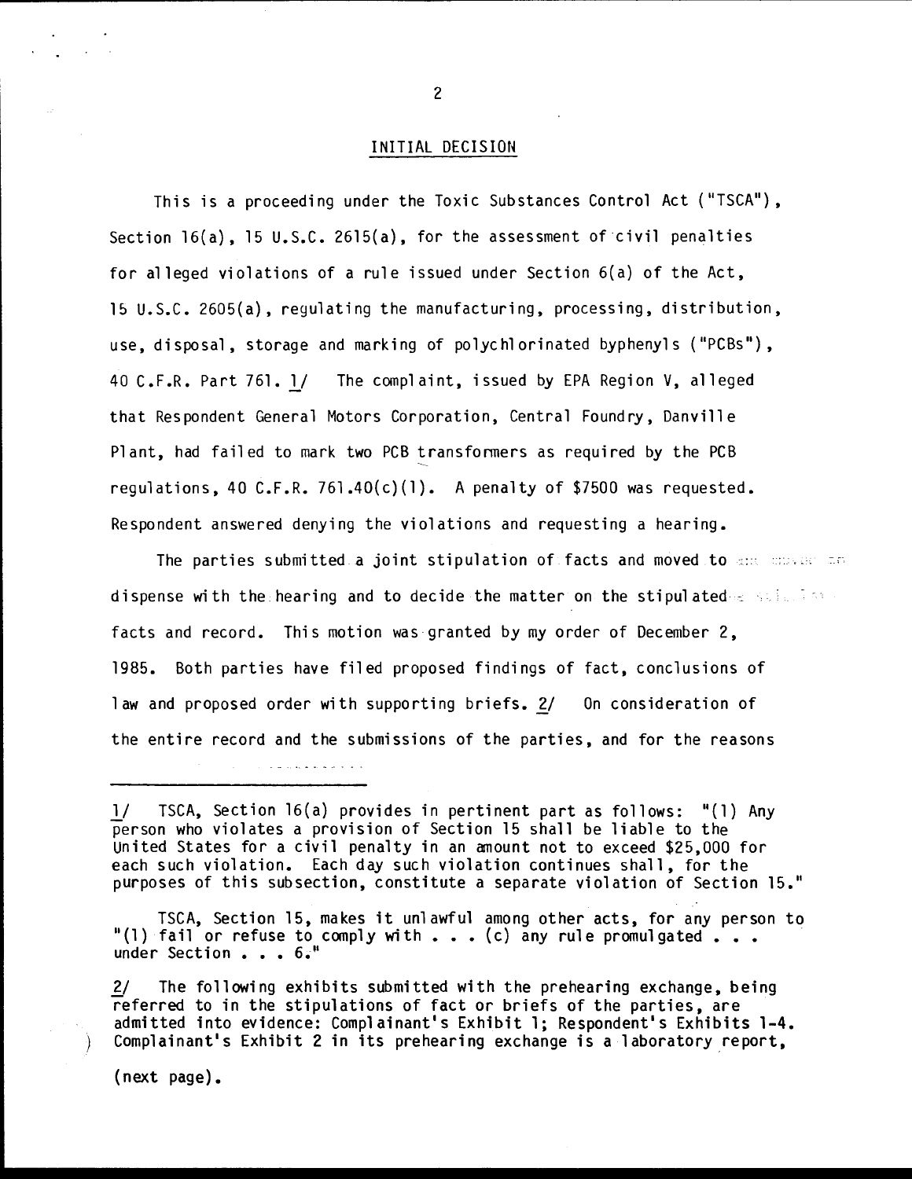## INITIAL DECISION

This is a proceeding under the Toxic Substances Control Act ("TSCA"), Section 16(a), 15 U.S.C. 2615(a), for the assessment of civil penalties for alleged violations of a rule issued under Section 6(a) of the Act, 15 U.S.C. 2605(a), regulating the manufacturing, processing, distribution, use, disposal, storage and marking of polychlorinated byphenyls ("PCBs"), 40 C.F.R. Part 761. 1/ The complaint, issued by EPA Region V, alleged that Respondent General Motors Corporation, Central Foundry, Danville Plant, had failed to mark two PCB transformers as required by the PCB regulations, 40 C.F.R. 761.40(c)(1). A penalty of $7500 was requested. Respondent answered denying the violations and requesting a hearing.

The parties submitted a joint stipulation of facts and moved to dispense with the hearing and to decide the matter on the stipulated facts and record. This motion was granted by my order of December 2, 1985. Both parties have filed proposed findings of fact, conclusions of law and proposed order with supporting briefs. 2/ On consideration of the entire record and the submissions of the parties, and for the reasons

---

1/ TSCA, Section 16(a) provides in pertinent part as follows: "(1) Any person who violates a provision of Section 15 shall be liable to the United States for a civil penalty in an amount not to exceed $25,000 for each such violation. Each day such violation continues shall, for the purposes of this subsection, constitute a separate violation of Section 15."

TSCA, Section 15, makes it unlawful among other acts, for any person to "(1) fail or refuse to comply with . . . (c) any rule promulgated . . . under Section . . . 6."

2/ The following exhibits submitted with the prehearing exchange, being referred to in the stipulations of fact or briefs of the parties, are admitted into evidence: Complainant's Exhibit 1; Respondent's Exhibits 1-4. Complainant's Exhibit 2 in its prehearing exchange is a laboratory report,

(next page).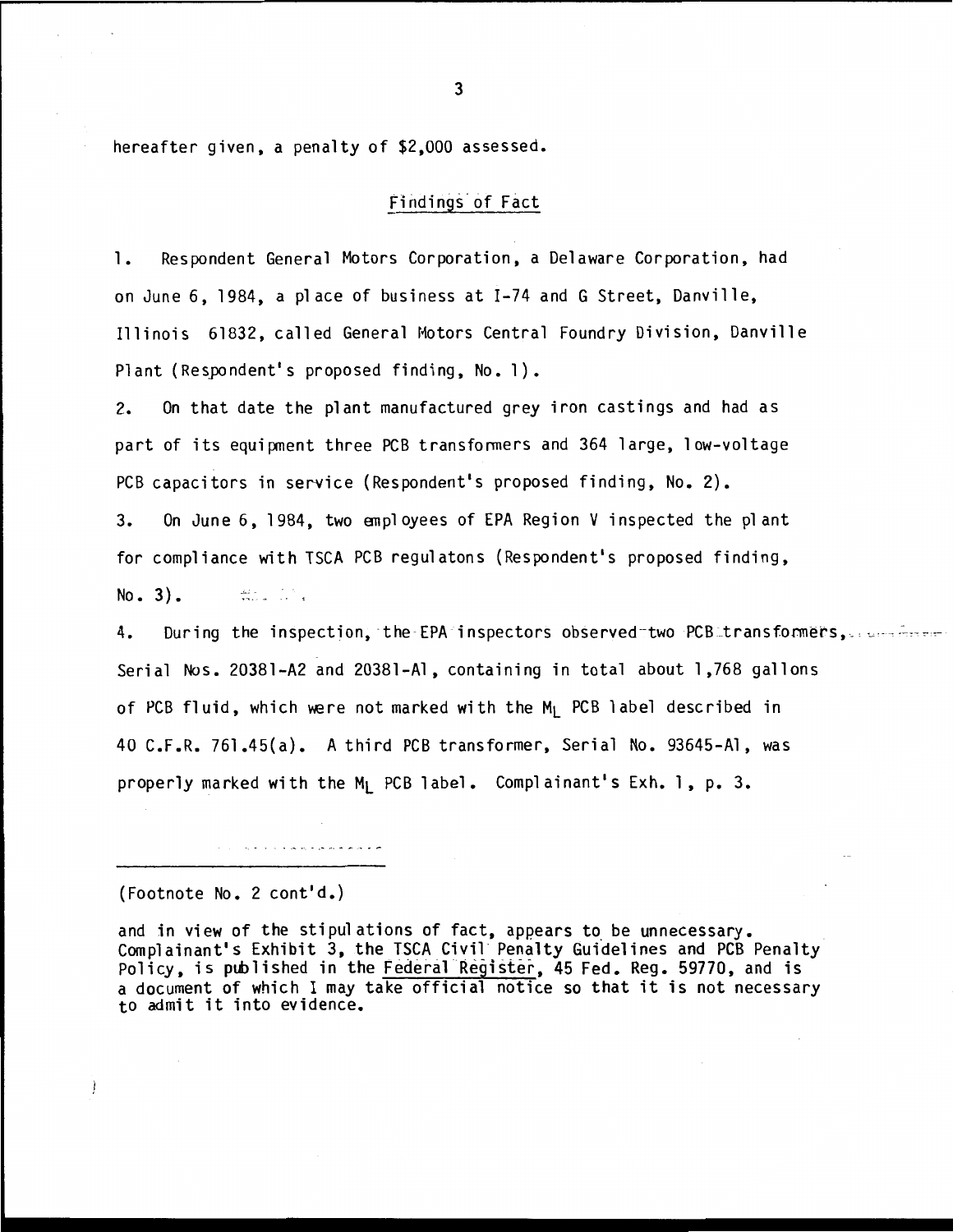hereafter given, a penalty of $2,000 assessed.

## Findings of Fact

1. Respondent General Motors Corporation, a Delaware Corporation, had on June 6, 1984, a place of business at I-74 and G Street, Danville, Illinois 61832, called General Motors Central Foundry Division, Danville Plant (Respondent's proposed finding, No. 1).

2. On that date the plant manufactured grey iron castings and had as part of its equipment three PCB transformers and 364 large, low-voltage PCB capacitors in service (Respondent's proposed finding, No. 2).

3. On June 6, 1984, two employees of EPA Region V inspected the plant for compliance with TSCA PCB regulatons (Respondent's proposed finding, No. 3).

4. During the inspection, the EPA inspectors observed two PCB transformers, Serial Nos. 20381-A2 and 20381-A1, containing in total about 1,768 gallons of PCB fluid, which were not marked with the $M_L$ PCB label described in 40 C.F.R. 761.45(a). A third PCB transformer, Serial No. 93645-A1, was properly marked with the $M_L$ PCB label. Complainant's Exh. 1, p. 3.

---

(Footnote No. 2 cont'd.)

and in view of the stipulations of fact, appears to be unnecessary. Complainant's Exhibit 3, the TSCA Civil Penalty Guidelines and PCB Penalty Policy, is published in the Federal Register, 45 Fed. Reg. 59770, and is a document of which I may take official notice so that it is not necessary to admit it into evidence.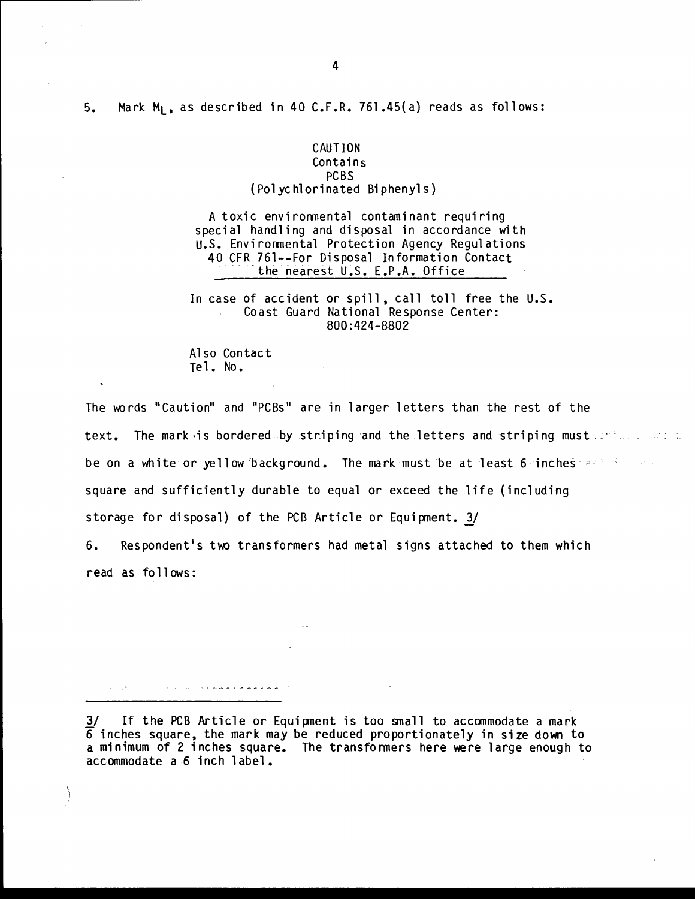5. Mark $M_L$, as described in 40 C.F.R. 761.45(a) reads as follows:

CAUTION
Contains
PCBS
(Polychlorinated Biphenyls)

A toxic environmental contaminant requiring special handling and disposal in accordance with U.S. Environmental Protection Agency Regulations 40 CFR 761--For Disposal Information Contact the nearest U.S. E.P.A. Office

In case of accident or spill, call toll free the U.S. Coast Guard National Response Center: 800:424-8802

Also Contact
Tel. No.

The words "Caution" and "PCBs" are in larger letters than the rest of the text. The mark is bordered by striping and the letters and striping must be on a white or yellow background. The mark must be at least 6 inches square and sufficiently durable to equal or exceed the life (including storage for disposal) of the PCB Article or Equipment. 3/

6. Respondent's two transformers had metal signs attached to them which read as follows:

---

3/ If the PCB Article or Equipment is too small to accommodate a mark 6 inches square, the mark may be reduced proportionately in size down to a minimum of 2 inches square. The transformers here were large enough to accommodate a 6 inch label.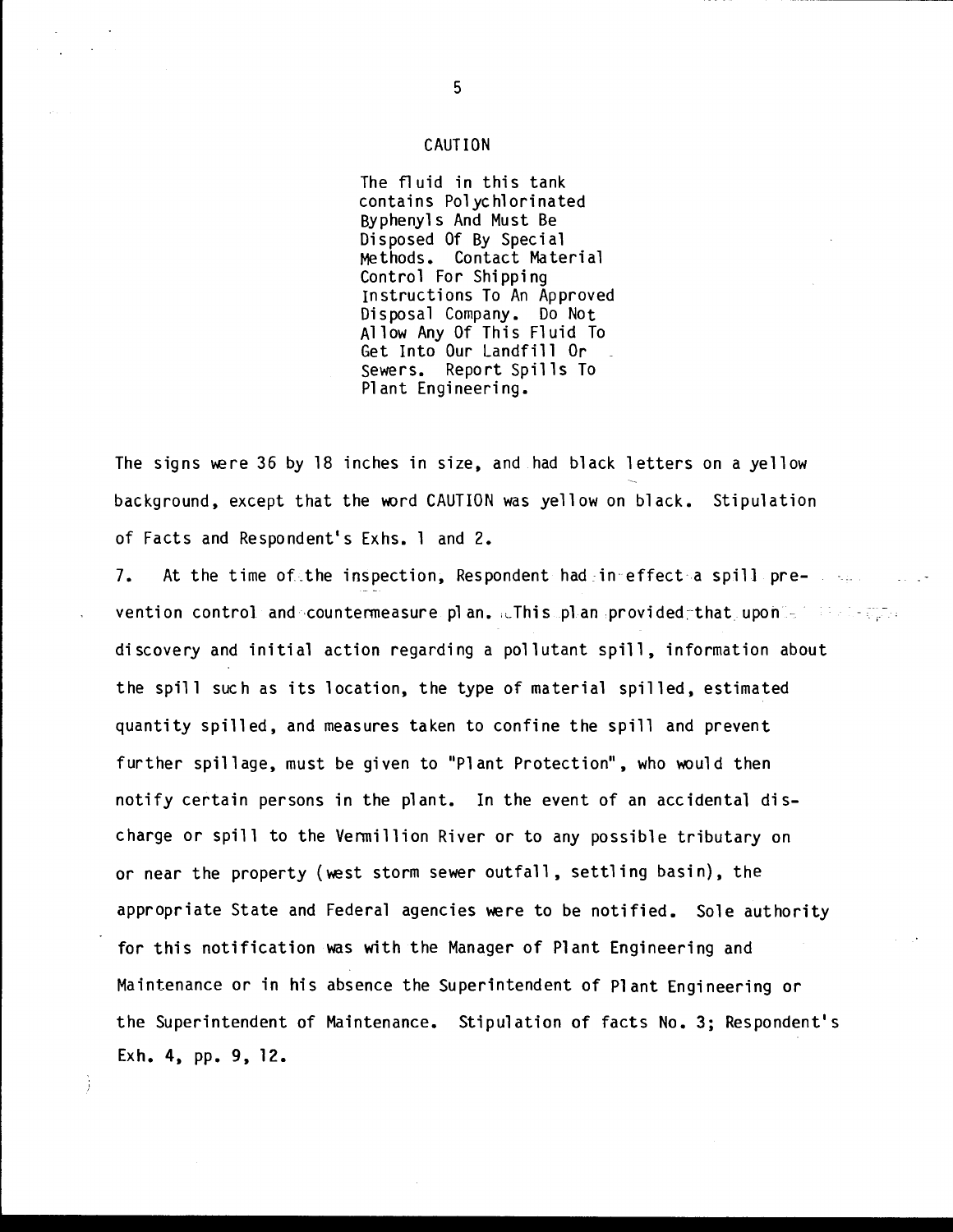CAUTION

The fluid in this tank
contains Polychlorinated
Byphenyls And Must Be
Disposed Of By Special
Methods. Contact Material
Control For Shipping
Instructions To An Approved
Disposal Company. Do Not
Allow Any Of This Fluid To
Get Into Our Landfill Or
Sewers. Report Spills To
Plant Engineering.

The signs were 36 by 18 inches in size, and had black letters on a yellow background, except that the word CAUTION was yellow on black. Stipulation of Facts and Respondent's Exhs. 1 and 2.

7. At the time of the inspection, Respondent had in effect a spill prevention control and countermeasure plan. This plan provided that upon discovery and initial action regarding a pollutant spill, information about the spill such as its location, the type of material spilled, estimated quantity spilled, and measures taken to confine the spill and prevent further spillage, must be given to "Plant Protection", who would then notify certain persons in the plant. In the event of an accidental discharge or spill to the Vermillion River or to any possible tributary on or near the property (west storm sewer outfall, settling basin), the appropriate State and Federal agencies were to be notified. Sole authority for this notification was with the Manager of Plant Engineering and Maintenance or in his absence the Superintendent of Plant Engineering or the Superintendent of Maintenance. Stipulation of facts No. 3; Respondent's Exh. 4, pp. 9, 12.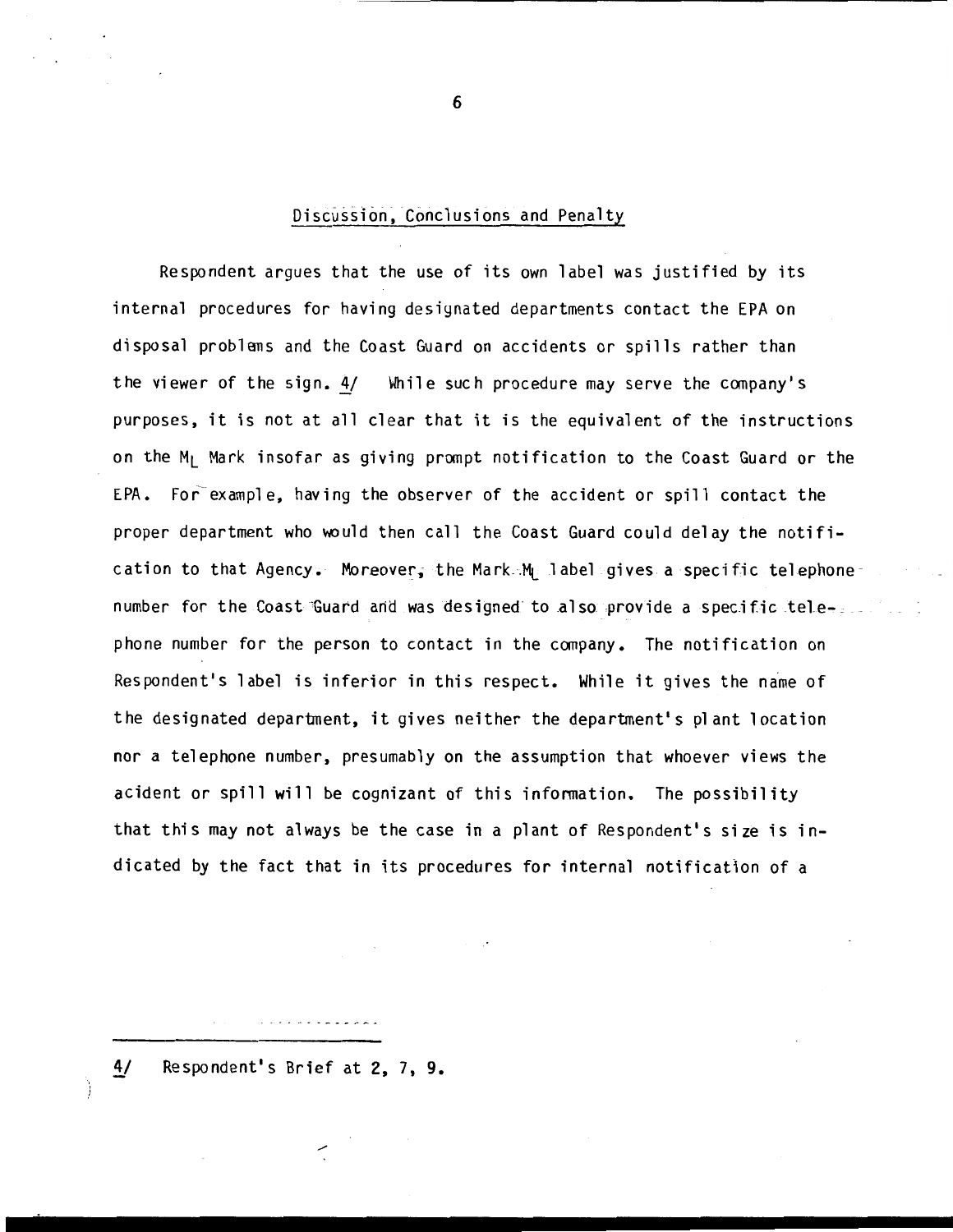## Discussion, Conclusions and Penalty

Respondent argues that the use of its own label was justified by its internal procedures for having designated departments contact the EPA on disposal problems and the Coast Guard on accidents or spills rather than the viewer of the sign. 4/ While such procedure may serve the company's purposes, it is not at all clear that it is the equivalent of the instructions on the $M_L$ Mark insofar as giving prompt notification to the Coast Guard or the EPA. For example, having the observer of the accident or spill contact the proper department who would then call the Coast Guard could delay the notification to that Agency. Moreover, the Mark $M_L$ label gives a specific telephone number for the Coast Guard and was designed to also provide a specific telephone number for the person to contact in the company. The notification on Respondent's label is inferior in this respect. While it gives the name of the designated department, it gives neither the department's plant location nor a telephone number, presumably on the assumption that whoever views the acident or spill will be cognizant of this information. The possibility that this may not always be the case in a plant of Respondent's size is indicated by the fact that in its procedures for internal notification of a

---

4/ Respondent's Brief at 2, 7, 9.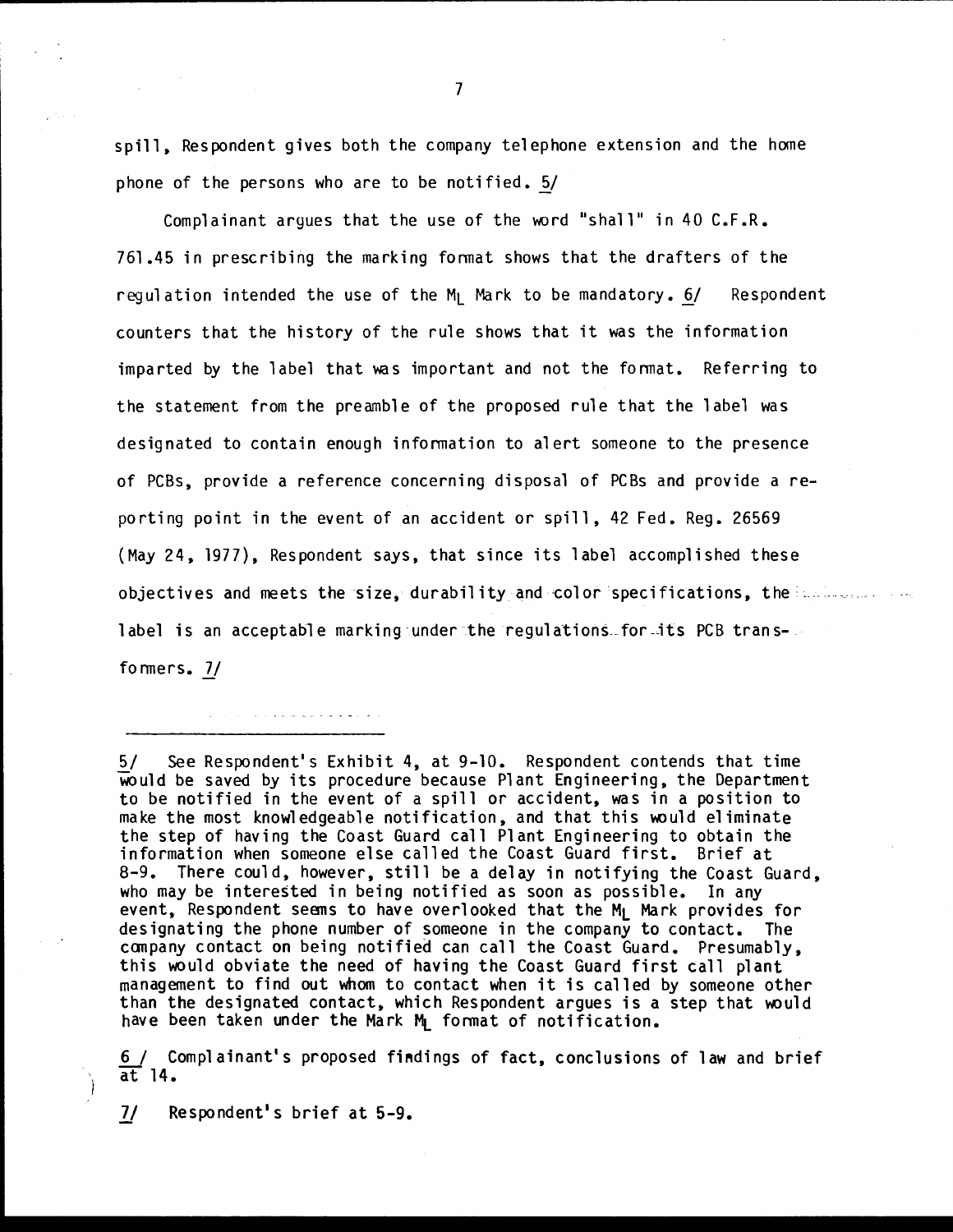spill, Respondent gives both the company telephone extension and the home phone of the persons who are to be notified. 5/

Complainant argues that the use of the word "shall" in 40 C.F.R. 761.45 in prescribing the marking format shows that the drafters of the regulation intended the use of the $M_L$ Mark to be mandatory. 6/ Respondent counters that the history of the rule shows that it was the information imparted by the label that was important and not the format. Referring to the statement from the preamble of the proposed rule that the label was designated to contain enough information to alert someone to the presence of PCBs, provide a reference concerning disposal of PCBs and provide a reporting point in the event of an accident or spill, 42 Fed. Reg. 26569 (May 24, 1977), Respondent says, that since its label accomplished these objectives and meets the size, durability and color specifications, the label is an acceptable marking under the regulations for its PCB transformers. 7/

---

5/ See Respondent's Exhibit 4, at 9-10. Respondent contends that time would be saved by its procedure because Plant Engineering, the Department to be notified in the event of a spill or accident, was in a position to make the most knowledgeable notification, and that this would eliminate the step of having the Coast Guard call Plant Engineering to obtain the information when someone else called the Coast Guard first. Brief at 8-9. There could, however, still be a delay in notifying the Coast Guard, who may be interested in being notified as soon as possible. In any event, Respondent seems to have overlooked that the $M_L$ Mark provides for designating the phone number of someone in the company to contact. The company contact on being notified can call the Coast Guard. Presumably, this would obviate the need of having the Coast Guard first call plant management to find out whom to contact when it is called by someone other than the designated contact, which Respondent argues is a step that would have been taken under the Mark $M_L$ format of notification.

6/ Complainant's proposed findings of fact, conclusions of law and brief at 14.

7/ Respondent's brief at 5-9.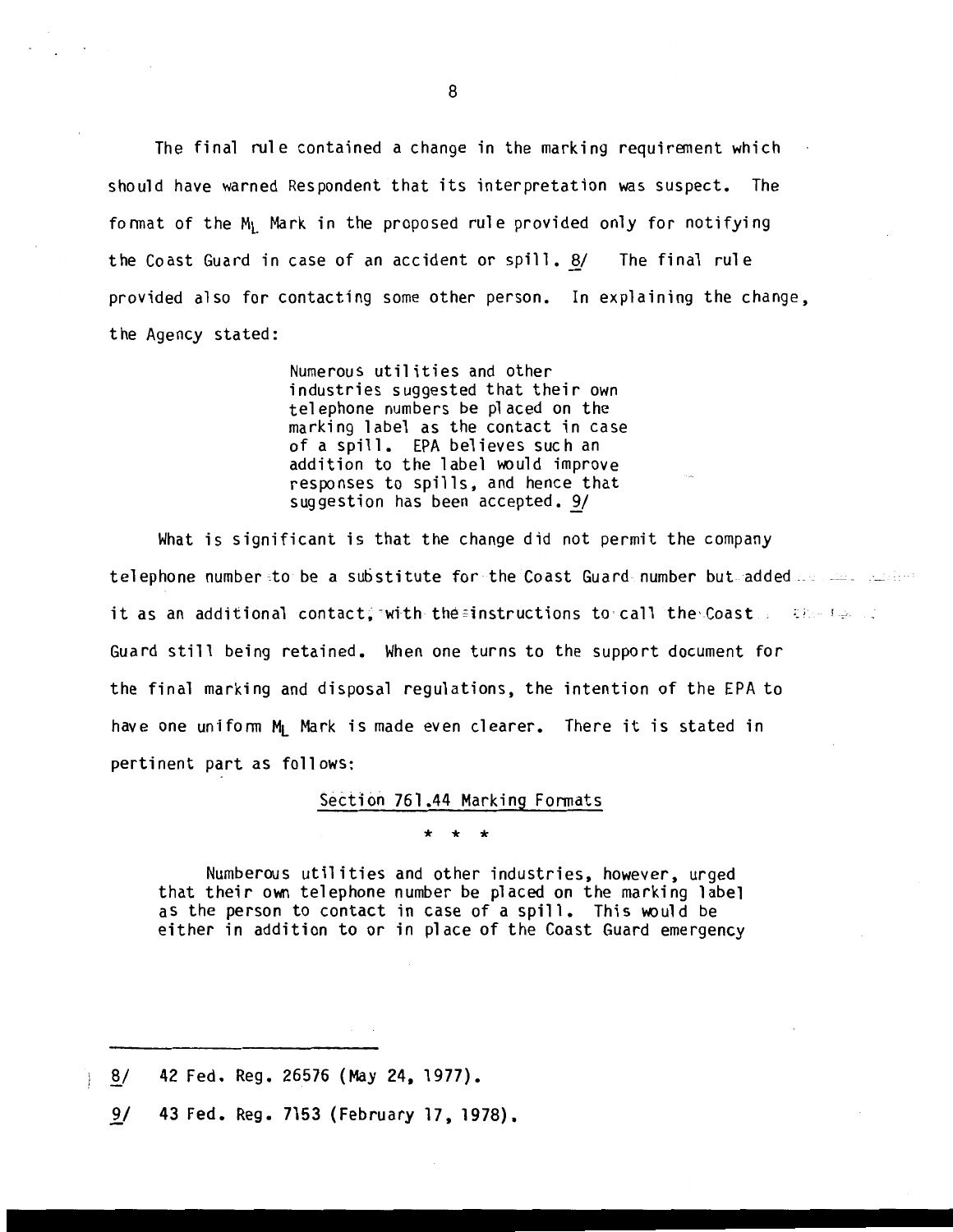The final rule contained a change in the marking requirement which should have warned Respondent that its interpretation was suspect. The format of the $M_L$ Mark in the proposed rule provided only for notifying the Coast Guard in case of an accident or spill. 8/ The final rule provided also for contacting some other person. In explaining the change, the Agency stated:

> Numerous utilities and other industries suggested that their own telephone numbers be placed on the marking label as the contact in case of a spill. EPA believes such an addition to the label would improve responses to spills, and hence that suggestion has been accepted. 9/

What is significant is that the change did not permit the company telephone number to be a substitute for the Coast Guard number but added it as an additional contact, with the instructions to call the Coast Guard still being retained. When one turns to the support document for the final marking and disposal regulations, the intention of the EPA to have one uniform $M_L$ Mark is made even clearer. There it is stated in pertinent part as follows:

<u>Section 761.44 Marking Formats</u>

\* \* \*

> Numberous utilities and other industries, however, urged that their own telephone number be placed on the marking label as the person to contact in case of a spill. This would be either in addition to or in place of the Coast Guard emergency

---

8/ 42 Fed. Reg. 26576 (May 24, 1977).

9/ 43 Fed. Reg. 7153 (February 17, 1978).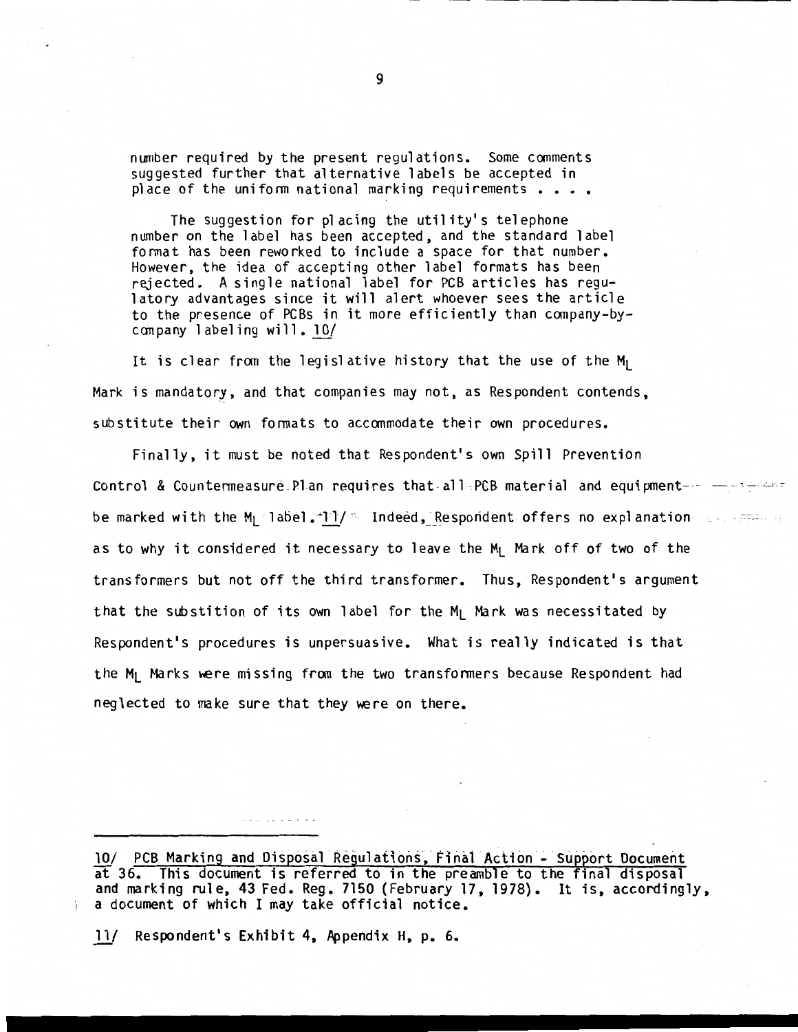number required by the present regulations. Some comments suggested further that alternative labels be accepted in place of the uniform national marking requirements . . . .

> The suggestion for placing the utility's telephone number on the label has been accepted, and the standard label format has been reworked to include a space for that number. However, the idea of accepting other label formats has been rejected. A single national label for PCB articles has regulatory advantages since it will alert whoever sees the article to the presence of PCBs in it more efficiently than company-by-company labeling will. 10/

It is clear from the legislative history that the use of the $M_L$ Mark is mandatory, and that companies may not, as Respondent contends, substitute their own formats to accommodate their own procedures.

Finally, it must be noted that Respondent's own Spill Prevention Control & Countermeasure Plan requires that all PCB material and equipment be marked with the $M_L$ label. 11/ Indeed, Respondent offers no explanation as to why it considered it necessary to leave the $M_L$ Mark off of two of the transformers but not off the third transformer. Thus, Respondent's argument that the substition of its own label for the $M_L$ Mark was necessitated by Respondent's procedures is unpersuasive. What is really indicated is that the $M_L$ Marks were missing from the two transformers because Respondent had neglected to make sure that they were on there.

---

10/ PCB Marking and Disposal Regulations, Final Action - Support Document at 36. This document is referred to in the preamble to the final disposal and marking rule, 43 Fed. Reg. 7150 (February 17, 1978). It is, accordingly, a document of which I may take official notice.

11/ Respondent's Exhibit 4, Appendix H, p. 6.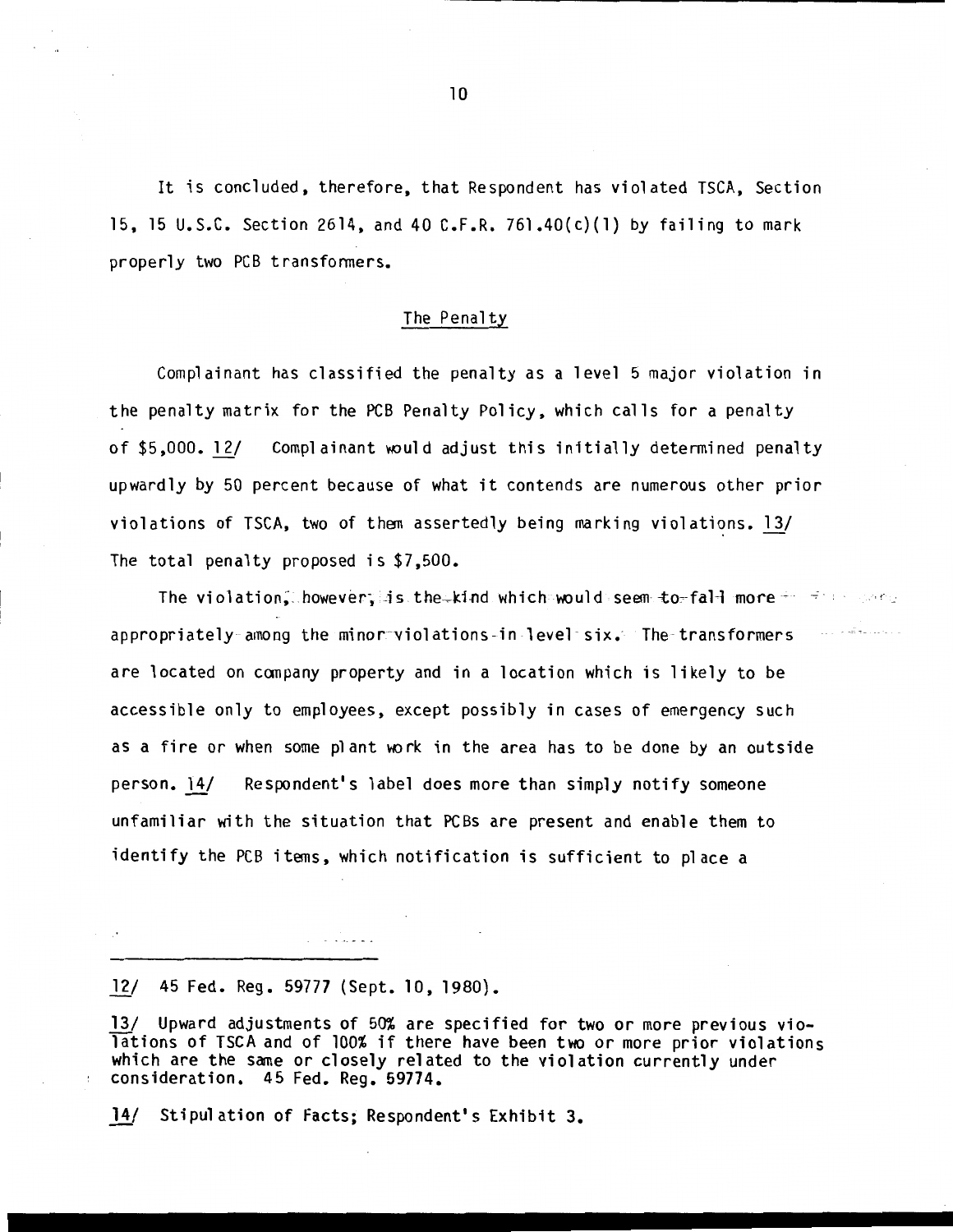It is concluded, therefore, that Respondent has violated TSCA, Section 15, 15 U.S.C. Section 2614, and 40 C.F.R. 761.40(c)(1) by failing to mark properly two PCB transformers.

## The Penalty

Complainant has classified the penalty as a level 5 major violation in the penalty matrix for the PCB Penalty Policy, which calls for a penalty of $5,000. 12/ Complainant would adjust this initially determined penalty upwardly by 50 percent because of what it contends are numerous other prior violations of TSCA, two of them assertedly being marking violations. 13/ The total penalty proposed is $7,500.

The violation, however, is the kind which would seem to fall more appropriately among the minor violations in level six. The transformers are located on company property and in a location which is likely to be accessible only to employees, except possibly in cases of emergency such as a fire or when some plant work in the area has to be done by an outside person. 14/ Respondent's label does more than simply notify someone unfamiliar with the situation that PCBs are present and enable them to identify the PCB items, which notification is sufficient to place a

---

12/ 45 Fed. Reg. 59777 (Sept. 10, 1980).

13/ Upward adjustments of 50% are specified for two or more previous violations of TSCA and of 100% if there have been two or more prior violations which are the same or closely related to the violation currently under consideration. 45 Fed. Reg. 59774.

14/ Stipulation of Facts; Respondent's Exhibit 3.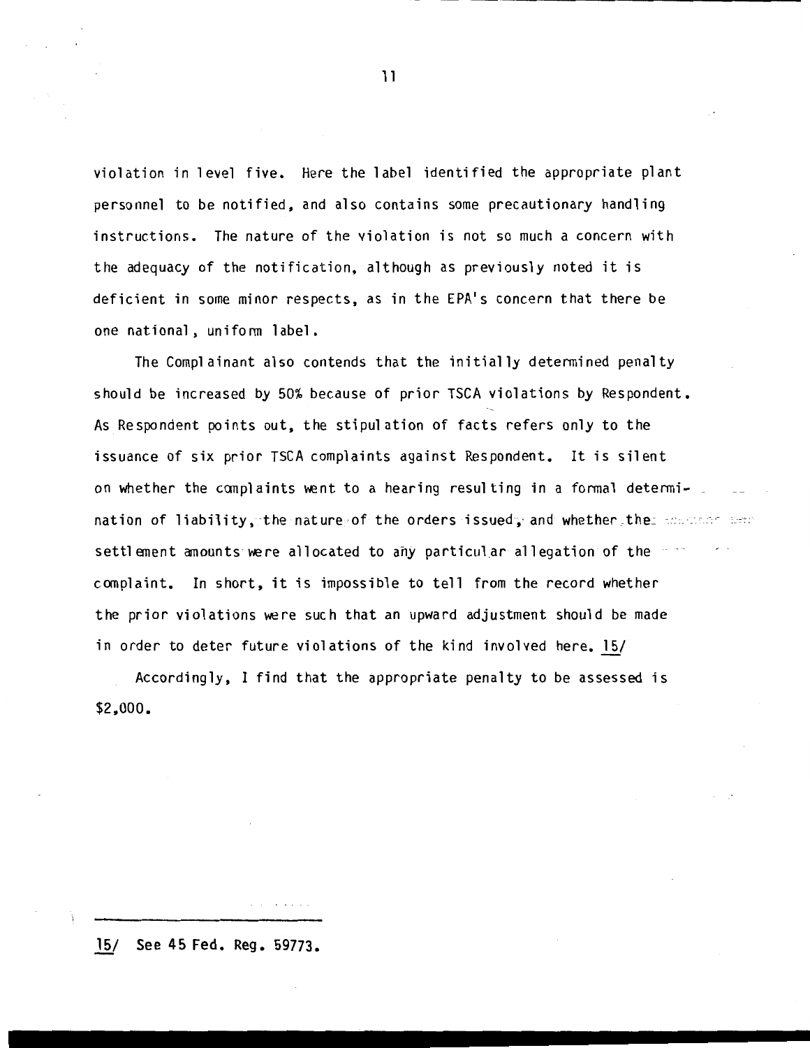violation in level five. Here the label identified the appropriate plant personnel to be notified, and also contains some precautionary handling instructions. The nature of the violation is not so much a concern with the adequacy of the notification, although as previously noted it is deficient in some minor respects, as in the EPA's concern that there be one national, uniform label.

The Complainant also contends that the initially determined penalty should be increased by 50% because of prior TSCA violations by Respondent. As Respondent points out, the stipulation of facts refers only to the issuance of six prior TSCA complaints against Respondent. It is silent on whether the complaints went to a hearing resulting in a formal determination of liability, the nature of the orders issued, and whether the settlement amounts were allocated to any particular allegation of the complaint. In short, it is impossible to tell from the record whether the prior violations were such that an upward adjustment should be made in order to deter future violations of the kind involved here. 15/

Accordingly, I find that the appropriate penalty to be assessed is $2,000.

---

15/ See 45 Fed. Reg. 59773.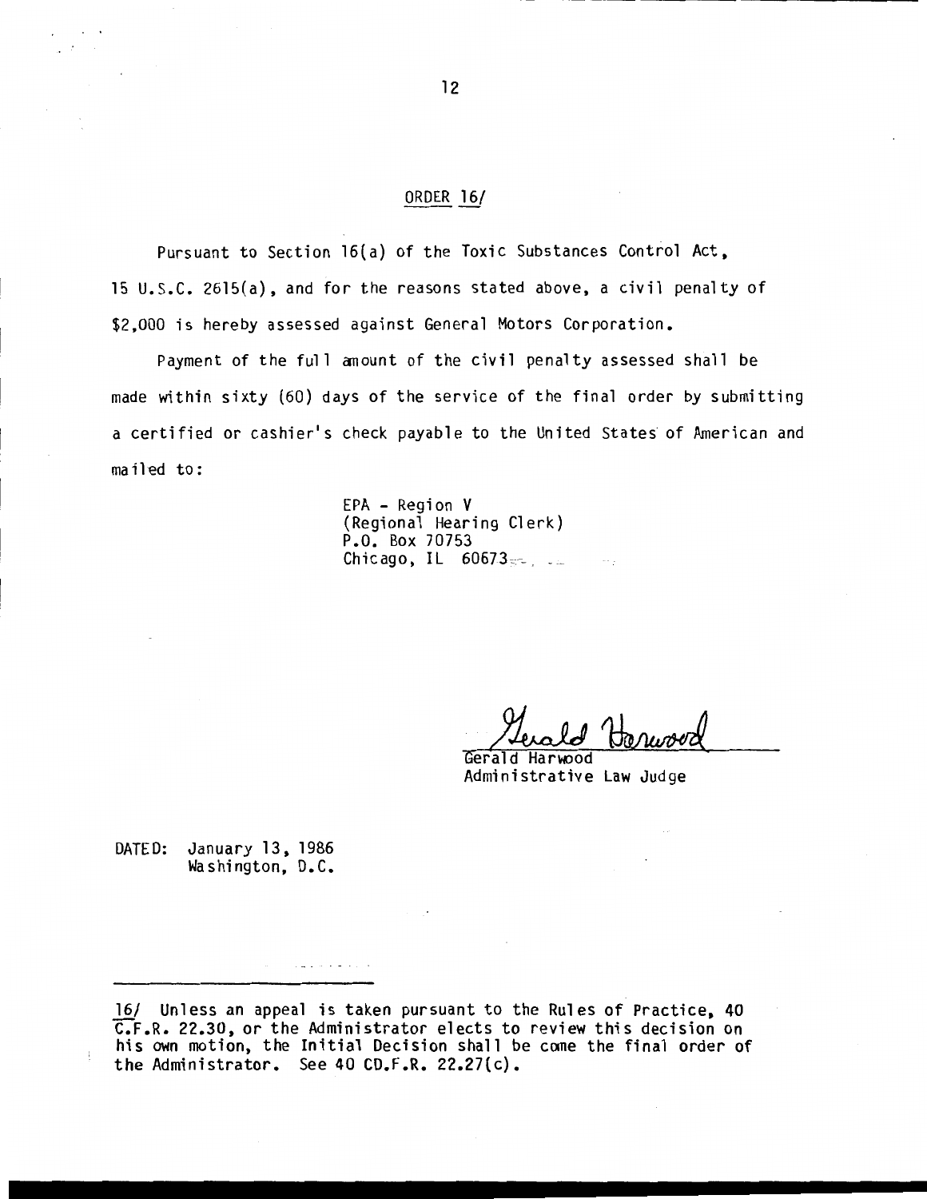## ORDER 16/

Pursuant to Section 16(a) of the Toxic Substances Control Act, 15 U.S.C. 2615(a), and for the reasons stated above, a civil penalty of $2,000 is hereby assessed against General Motors Corporation.

Payment of the full amount of the civil penalty assessed shall be made within sixty (60) days of the service of the final order by submitting a certified or cashier's check payable to the United States of American and mailed to:

> EPA - Region V
> (Regional Hearing Clerk)
> P.O. Box 70753
> Chicago, IL 60673

Gerald Harwood
Administrative Law Judge

DATED: January 13, 1986
Washington, D.C.

---

16/ Unless an appeal is taken pursuant to the Rules of Practice, 40 C.F.R. 22.30, or the Administrator elects to review this decision on his own motion, the Initial Decision shall be come the final order of the Administrator. See 40 CD.F.R. 22.27(c).